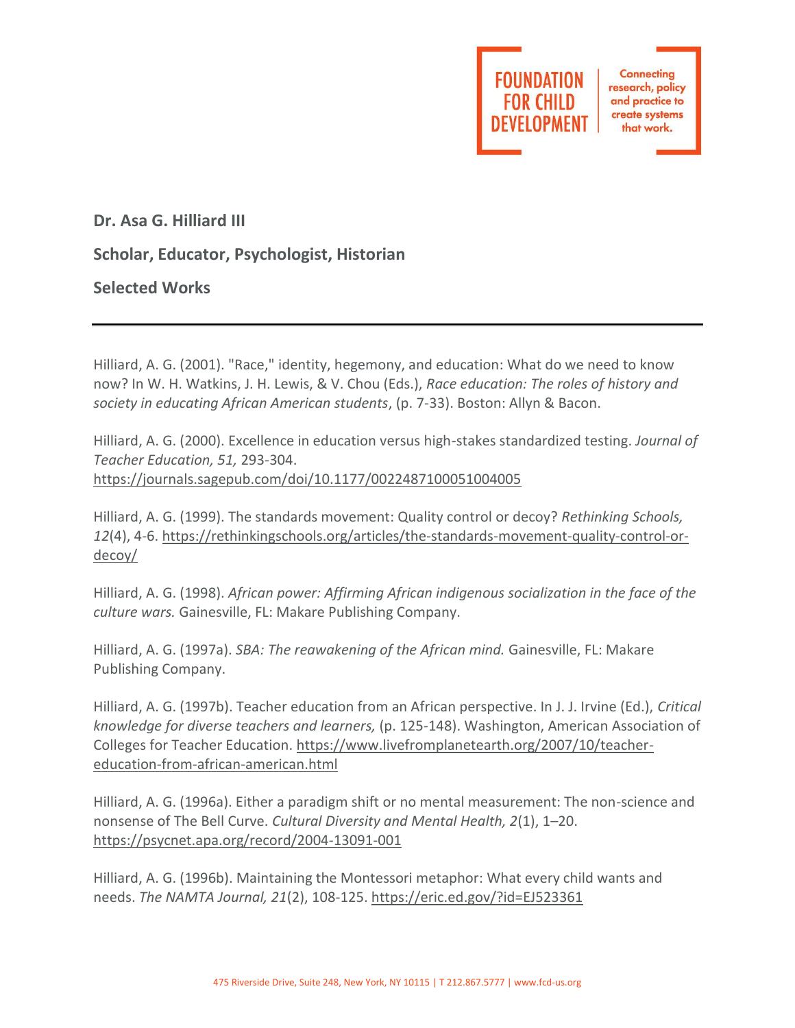**Dr. Asa G. Hilliard III**

**Scholar, Educator, Psychologist, Historian**

**Selected Works**

---

Hilliard, A. G. (2001). "Race," identity, hegemony, and education: What do we need to know now? In W. H. Watkins, J. H. Lewis, & V. Chou (Eds.), *Race education: The roles of history and society in educating African American students*, (p. 7-33). Boston: Allyn & Bacon.

Hilliard, A. G. (2000). Excellence in education versus high-stakes standardized testing. *Journal of Teacher Education, 51,* 293-304. https://journals.sagepub.com/doi/10.1177/0022487100051004005

Hilliard, A. G. (1999). The standards movement: Quality control or decoy? *Rethinking Schools, 12*(4), 4-6. https://rethinkingschools.org/articles/the-standards-movement-quality-control-or-decoy/

Hilliard, A. G. (1998). *African power: Affirming African indigenous socialization in the face of the culture wars.* Gainesville, FL: Makare Publishing Company.

Hilliard, A. G. (1997a). *SBA: The reawakening of the African mind.* Gainesville, FL: Makare Publishing Company.

Hilliard, A. G. (1997b). Teacher education from an African perspective. In J. J. Irvine (Ed.), *Critical knowledge for diverse teachers and learners,* (p. 125-148). Washington, American Association of Colleges for Teacher Education. https://www.livefromplanetearth.org/2007/10/teacher-education-from-african-american.html

Hilliard, A. G. (1996a). Either a paradigm shift or no mental measurement: The non-science and nonsense of The Bell Curve. *Cultural Diversity and Mental Health, 2*(1), 1–20. https://psycnet.apa.org/record/2004-13091-001

Hilliard, A. G. (1996b). Maintaining the Montessori metaphor: What every child wants and needs. *The NAMTA Journal, 21*(2), 108-125. https://eric.ed.gov/?id=EJ523361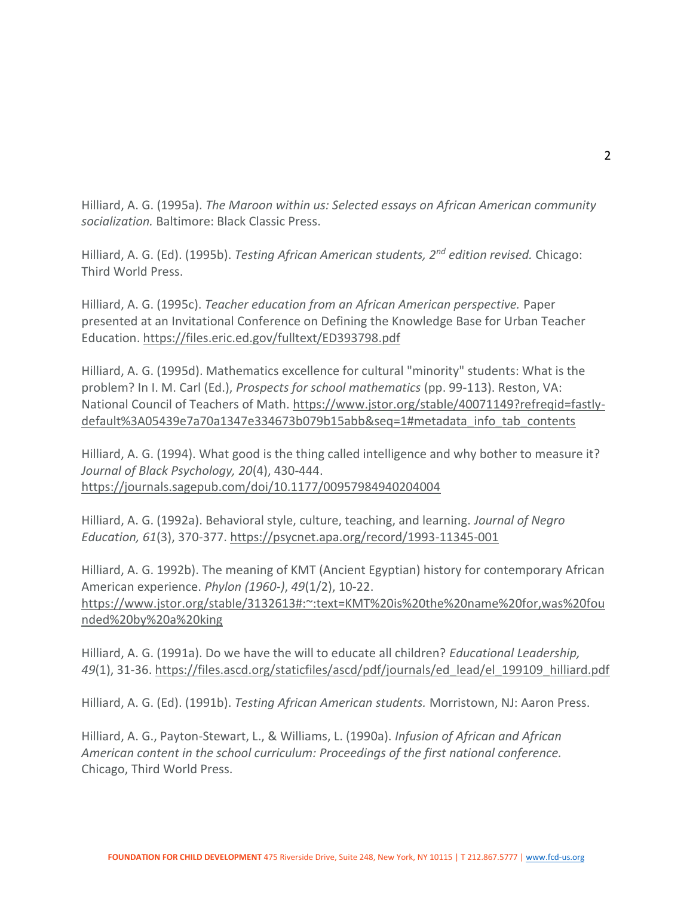Hilliard, A. G. (1995a). *The Maroon within us: Selected essays on African American community socialization.* Baltimore: Black Classic Press.

Hilliard, A. G. (Ed). (1995b). *Testing African American students, 2nd edition revised.* Chicago: Third World Press.

Hilliard, A. G. (1995c). *Teacher education from an African American perspective.* Paper presented at an Invitational Conference on Defining the Knowledge Base for Urban Teacher Education. https://files.eric.ed.gov/fulltext/ED393798.pdf

Hilliard, A. G. (1995d). Mathematics excellence for cultural "minority" students: What is the problem? In I. M. Carl (Ed.), *Prospects for school mathematics* (pp. 99-113). Reston, VA: National Council of Teachers of Math. https://www.jstor.org/stable/40071149?refreqid=fastly-default%3A05439e7a70a1347e334673b079b15abb&seq=1#metadata_info_tab_contents

Hilliard, A. G. (1994). What good is the thing called intelligence and why bother to measure it? *Journal of Black Psychology, 20*(4), 430-444. https://journals.sagepub.com/doi/10.1177/00957984940204004

Hilliard, A. G. (1992a). Behavioral style, culture, teaching, and learning. *Journal of Negro Education, 61*(3), 370-377. https://psycnet.apa.org/record/1993-11345-001

Hilliard, A. G. 1992b). The meaning of KMT (Ancient Egyptian) history for contemporary African American experience. *Phylon (1960-)*, *49*(1/2), 10-22. https://www.jstor.org/stable/3132613#:~:text=KMT%20is%20the%20name%20for,was%20founded%20by%20a%20king

Hilliard, A. G. (1991a). Do we have the will to educate all children? *Educational Leadership, 49*(1), 31-36. https://files.ascd.org/staticfiles/ascd/pdf/journals/ed_lead/el_199109_hilliard.pdf

Hilliard, A. G. (Ed). (1991b). *Testing African American students.* Morristown, NJ: Aaron Press.

Hilliard, A. G., Payton-Stewart, L., & Williams, L. (1990a). *Infusion of African and African American content in the school curriculum: Proceedings of the first national conference.* Chicago, Third World Press.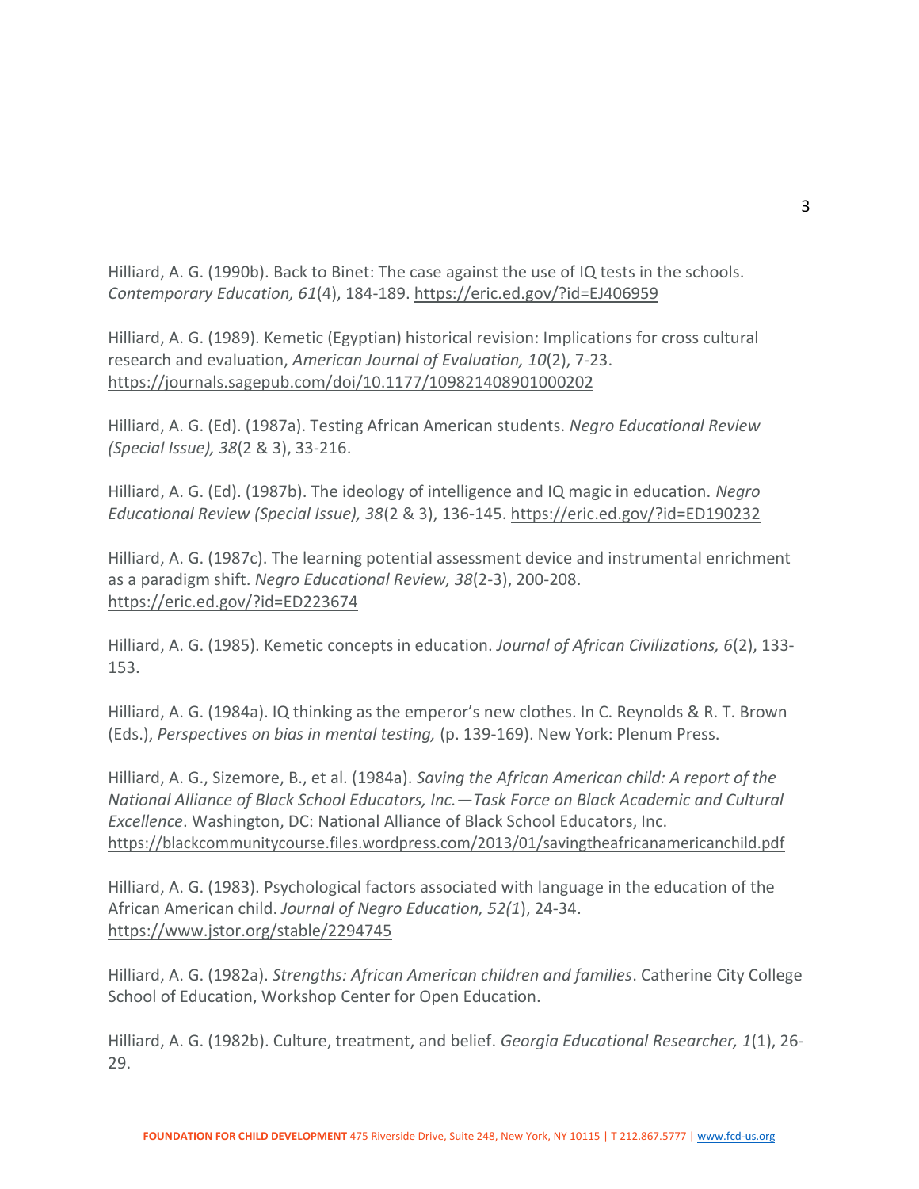Hilliard, A. G. (1990b). Back to Binet: The case against the use of IQ tests in the schools. *Contemporary Education, 61*(4), 184-189. https://eric.ed.gov/?id=EJ406959

Hilliard, A. G. (1989). Kemetic (Egyptian) historical revision: Implications for cross cultural research and evaluation, *American Journal of Evaluation, 10*(2), 7-23. https://journals.sagepub.com/doi/10.1177/109821408901000202

Hilliard, A. G. (Ed). (1987a). Testing African American students. *Negro Educational Review (Special Issue), 38*(2 & 3), 33-216.

Hilliard, A. G. (Ed). (1987b). The ideology of intelligence and IQ magic in education. *Negro Educational Review (Special Issue), 38*(2 & 3), 136-145. https://eric.ed.gov/?id=ED190232

Hilliard, A. G. (1987c). The learning potential assessment device and instrumental enrichment as a paradigm shift. *Negro Educational Review, 38*(2-3), 200-208. https://eric.ed.gov/?id=ED223674

Hilliard, A. G. (1985). Kemetic concepts in education. *Journal of African Civilizations, 6*(2), 133-153.

Hilliard, A. G. (1984a). IQ thinking as the emperor's new clothes. In C. Reynolds & R. T. Brown (Eds.), *Perspectives on bias in mental testing,* (p. 139-169). New York: Plenum Press.

Hilliard, A. G., Sizemore, B., et al. (1984a). *Saving the African American child: A report of the National Alliance of Black School Educators, Inc.—Task Force on Black Academic and Cultural Excellence*. Washington, DC: National Alliance of Black School Educators, Inc. https://blackcommunitycourse.files.wordpress.com/2013/01/savingtheafricanamericanchild.pdf

Hilliard, A. G. (1983). Psychological factors associated with language in the education of the African American child. *Journal of Negro Education, 52(1*), 24-34. https://www.jstor.org/stable/2294745

Hilliard, A. G. (1982a). *Strengths: African American children and families*. Catherine City College School of Education, Workshop Center for Open Education.

Hilliard, A. G. (1982b). Culture, treatment, and belief. *Georgia Educational Researcher, 1*(1), 26-29.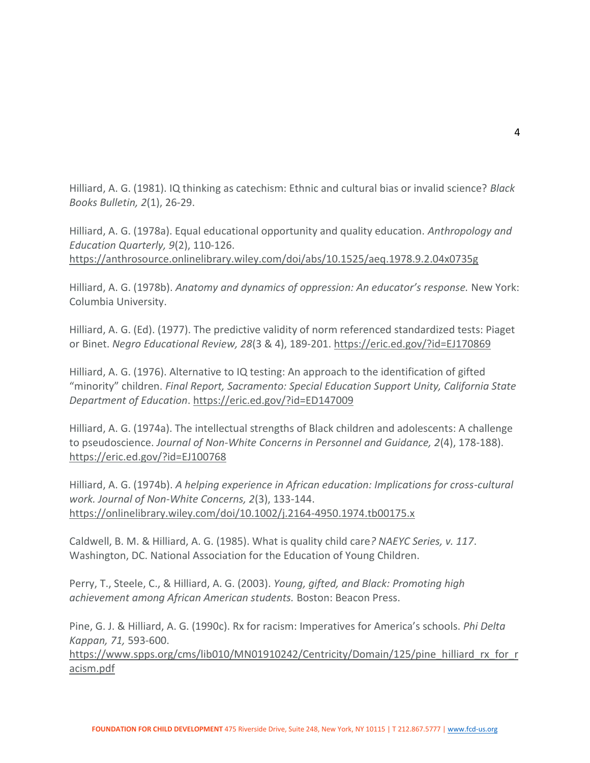Hilliard, A. G. (1981). IQ thinking as catechism: Ethnic and cultural bias or invalid science? *Black Books Bulletin, 2*(1), 26-29.

Hilliard, A. G. (1978a). Equal educational opportunity and quality education. *Anthropology and Education Quarterly, 9*(2), 110-126. https://anthrosource.onlinelibrary.wiley.com/doi/abs/10.1525/aeq.1978.9.2.04x0735g

Hilliard, A. G. (1978b). *Anatomy and dynamics of oppression: An educator's response.* New York: Columbia University.

Hilliard, A. G. (Ed). (1977). The predictive validity of norm referenced standardized tests: Piaget or Binet. *Negro Educational Review, 28*(3 & 4), 189-201. https://eric.ed.gov/?id=EJ170869

Hilliard, A. G. (1976). Alternative to IQ testing: An approach to the identification of gifted "minority" children. *Final Report, Sacramento: Special Education Support Unity, California State Department of Education*. https://eric.ed.gov/?id=ED147009

Hilliard, A. G. (1974a). The intellectual strengths of Black children and adolescents: A challenge to pseudoscience. *Journal of Non-White Concerns in Personnel and Guidance, 2*(4), 178-188). https://eric.ed.gov/?id=EJ100768

Hilliard, A. G. (1974b). *A helping experience in African education: Implications for cross-cultural work. Journal of Non-White Concerns, 2*(3), 133-144. https://onlinelibrary.wiley.com/doi/10.1002/j.2164-4950.1974.tb00175.x

Caldwell, B. M. & Hilliard, A. G. (1985). What is quality child care*? NAEYC Series, v. 117*. Washington, DC. National Association for the Education of Young Children.

Perry, T., Steele, C., & Hilliard, A. G. (2003). *Young, gifted, and Black: Promoting high achievement among African American students.* Boston: Beacon Press.

Pine, G. J. & Hilliard, A. G. (1990c). Rx for racism: Imperatives for America's schools. *Phi Delta Kappan, 71,* 593-600. https://www.spps.org/cms/lib010/MN01910242/Centricity/Domain/125/pine_hilliard_rx_for_racism.pdf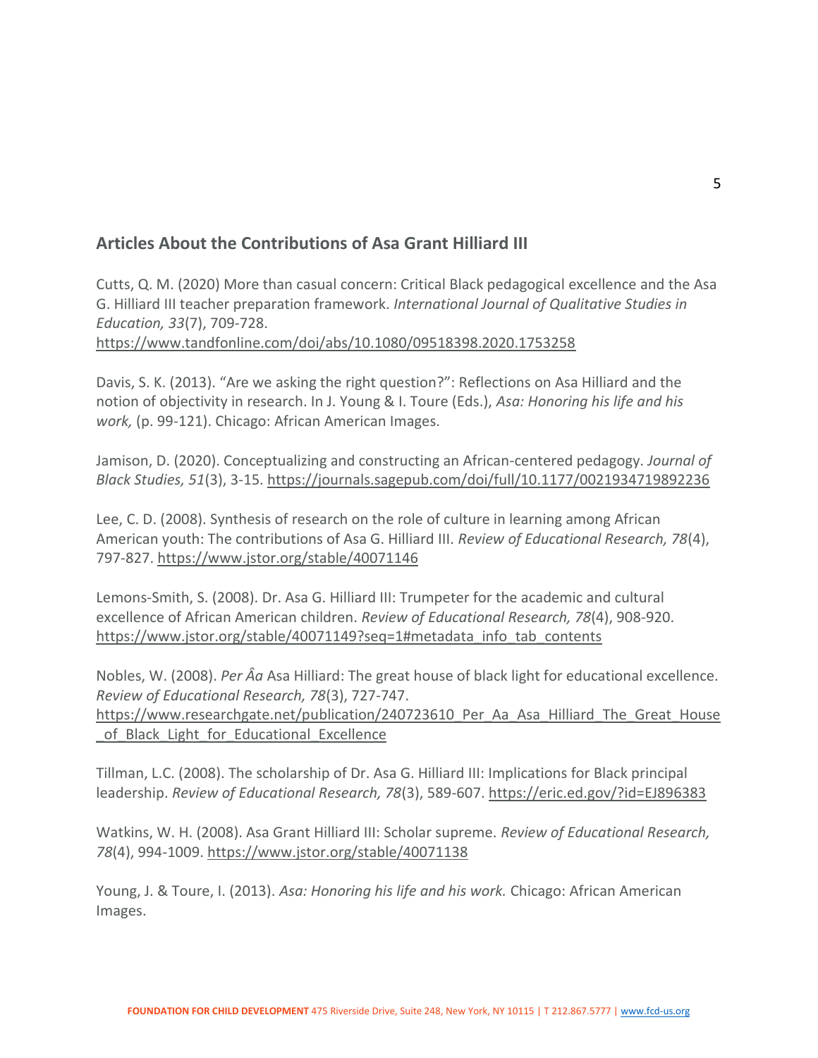## Articles About the Contributions of Asa Grant Hilliard III

Cutts, Q. M. (2020) More than casual concern: Critical Black pedagogical excellence and the Asa G. Hilliard III teacher preparation framework. *International Journal of Qualitative Studies in Education, 33*(7), 709-728. https://www.tandfonline.com/doi/abs/10.1080/09518398.2020.1753258

Davis, S. K. (2013). "Are we asking the right question?": Reflections on Asa Hilliard and the notion of objectivity in research. In J. Young & I. Toure (Eds.), *Asa: Honoring his life and his work,* (p. 99-121). Chicago: African American Images.

Jamison, D. (2020). Conceptualizing and constructing an African-centered pedagogy. *Journal of Black Studies, 51*(3), 3-15. https://journals.sagepub.com/doi/full/10.1177/0021934719892236

Lee, C. D. (2008). Synthesis of research on the role of culture in learning among African American youth: The contributions of Asa G. Hilliard III. *Review of Educational Research, 78*(4), 797-827. https://www.jstor.org/stable/40071146

Lemons-Smith, S. (2008). Dr. Asa G. Hilliard III: Trumpeter for the academic and cultural excellence of African American children. *Review of Educational Research, 78*(4), 908-920. https://www.jstor.org/stable/40071149?seq=1#metadata_info_tab_contents

Nobles, W. (2008). *Per Âa* Asa Hilliard: The great house of black light for educational excellence. *Review of Educational Research, 78*(3), 727-747. https://www.researchgate.net/publication/240723610_Per_Aa_Asa_Hilliard_The_Great_House_of_Black_Light_for_Educational_Excellence

Tillman, L.C. (2008). The scholarship of Dr. Asa G. Hilliard III: Implications for Black principal leadership. *Review of Educational Research, 78*(3), 589-607. https://eric.ed.gov/?id=EJ896383

Watkins, W. H. (2008). Asa Grant Hilliard III: Scholar supreme. *Review of Educational Research, 78*(4), 994-1009. https://www.jstor.org/stable/40071138

Young, J. & Toure, I. (2013). *Asa: Honoring his life and his work.* Chicago: African American Images.